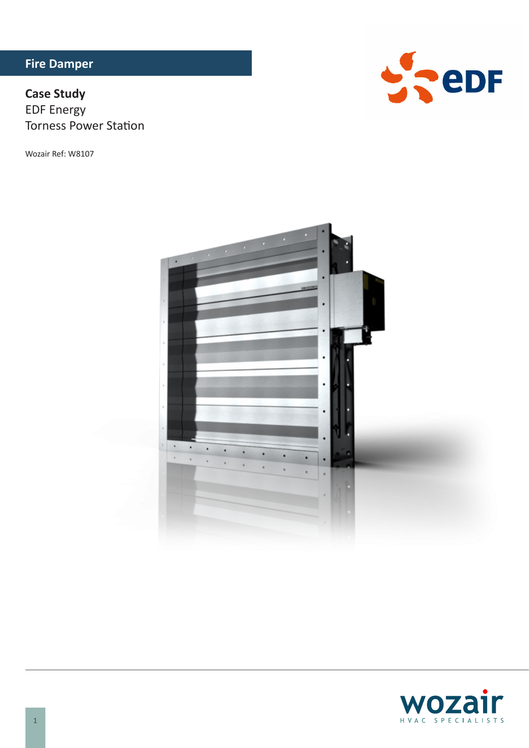# Fire Damper

## Case Study

EDF Energy

Torness Power Station

Wozair Ref: W8107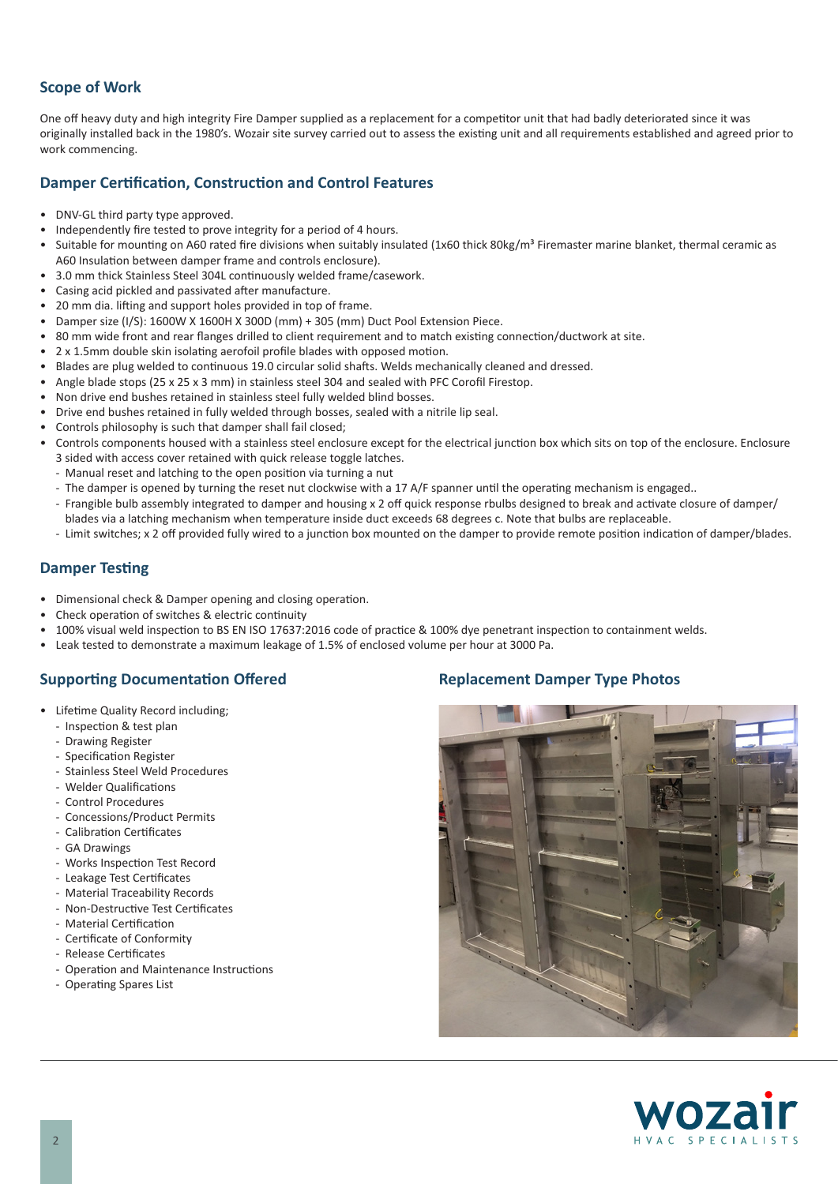## Scope of Work

One off heavy duty and high integrity Fire Damper supplied as a replacement for a competitor unit that had badly deteriorated since it was originally installed back in the 1980's. Wozair site survey carried out to assess the existing unit and all requirements established and agreed prior to work commencing.

## Damper Certification, Construction and Control Features

- DNV-GL third party type approved.
- Independently fire tested to prove integrity for a period of 4 hours.
- Suitable for mounting on A60 rated fire divisions when suitably insulated (1x60 thick 80kg/m³ Firemaster marine blanket, thermal ceramic as A60 Insulation between damper frame and controls enclosure).
- 3.0 mm thick Stainless Steel 304L continuously welded frame/casework.
- Casing acid pickled and passivated after manufacture.
- 20 mm dia. lifting and support holes provided in top of frame.
- Damper size (I/S): 1600W X 1600H X 300D (mm) + 305 (mm) Duct Pool Extension Piece.
- 80 mm wide front and rear flanges drilled to client requirement and to match existing connection/ductwork at site.
- 2 x 1.5mm double skin isolating aerofoil profile blades with opposed motion.
- Blades are plug welded to continuous 19.0 circular solid shafts. Welds mechanically cleaned and dressed.
- Angle blade stops (25 x 25 x 3 mm) in stainless steel 304 and sealed with PFC Corofil Firestop.
- Non drive end bushes retained in stainless steel fully welded blind bosses.
- Drive end bushes retained in fully welded through bosses, sealed with a nitrile lip seal.
- Controls philosophy is such that damper shall fail closed;
- Controls components housed with a stainless steel enclosure except for the electrical junction box which sits on top of the enclosure. Enclosure 3 sided with access cover retained with quick release toggle latches.
  - Manual reset and latching to the open position via turning a nut
  - The damper is opened by turning the reset nut clockwise with a 17 A/F spanner until the operating mechanism is engaged..
  - Frangible bulb assembly integrated to damper and housing x 2 off quick response rbulbs designed to break and activate closure of damper/ blades via a latching mechanism when temperature inside duct exceeds 68 degrees c. Note that bulbs are replaceable.
  - Limit switches; x 2 off provided fully wired to a junction box mounted on the damper to provide remote position indication of damper/blades.

## Damper Testing

- Dimensional check & Damper opening and closing operation.
- Check operation of switches & electric continuity
- 100% visual weld inspection to BS EN ISO 17637:2016 code of practice & 100% dye penetrant inspection to containment welds.
- Leak tested to demonstrate a maximum leakage of 1.5% of enclosed volume per hour at 3000 Pa.

## Supporting Documentation Offered

- Lifetime Quality Record including;
  - Inspection & test plan
  - Drawing Register
  - Specification Register
  - Stainless Steel Weld Procedures
  - Welder Qualifications
  - Control Procedures
  - Concessions/Product Permits
  - Calibration Certificates
  - GA Drawings
  - Works Inspection Test Record
  - Leakage Test Certificates
  - Material Traceability Records
  - Non-Destructive Test Certificates
  - Material Certification
  - Certificate of Conformity
  - Release Certificates
  - Operation and Maintenance Instructions
  - Operating Spares List

## Replacement Damper Type Photos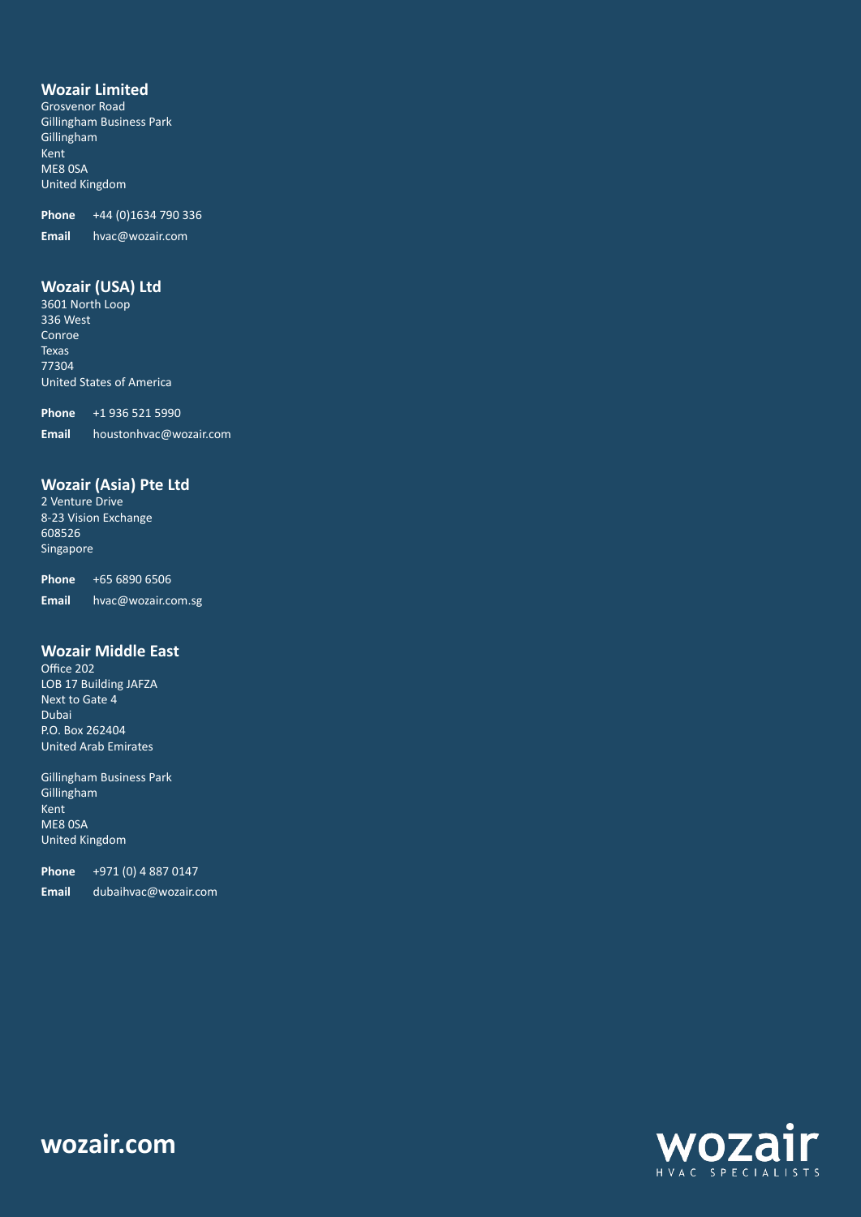## Wozair Limited

Grosvenor Road
Gillingham Business Park
Gillingham
Kent
ME8 0SA
United Kingdom

**Phone** +44 (0)1634 790 336

**Email** hvac@wozair.com

## Wozair (USA) Ltd

3601 North Loop
336 West
Conroe
Texas
77304
United States of America

**Phone** +1 936 521 5990

**Email** houstonhvac@wozair.com

## Wozair (Asia) Pte Ltd

2 Venture Drive
8-23 Vision Exchange
608526
Singapore

**Phone** +65 6890 6506

**Email** hvac@wozair.com.sg

## Wozair Middle East

Office 202
LOB 17 Building JAFZA
Next to Gate 4
Dubai
P.O. Box 262404
United Arab Emirates

Gillingham Business Park
Gillingham
Kent
ME8 0SA
United Kingdom

**Phone** +971 (0) 4 887 0147

**Email** dubaihvac@wozair.com

**wozair.com**

wozair
HVAC SPECIALISTS